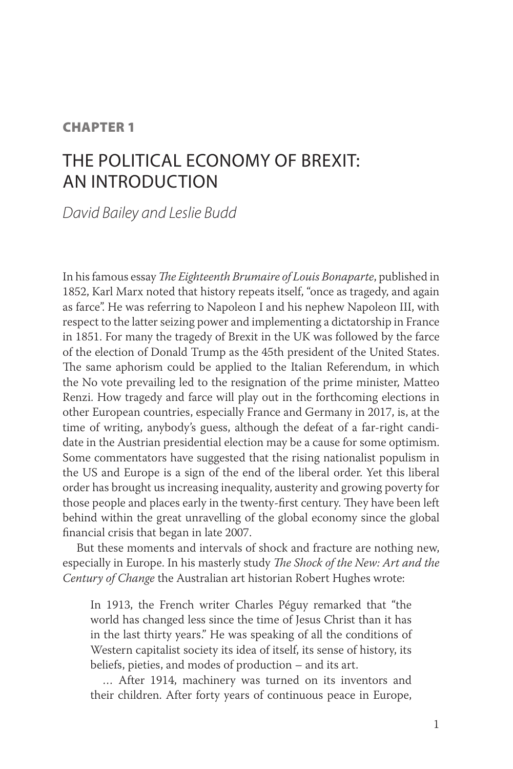**CHAPTER 1**

# THE POLITICAL ECONOMY OF BREXIT: AN INTRODUCTION

*David Bailey and Leslie Budd*

In his famous essay *The Eighteenth Brumaire of Louis Bonaparte*, published in 1852, Karl Marx noted that history repeats itself, "once as tragedy, and again as farce". He was referring to Napoleon I and his nephew Napoleon III, with respect to the latter seizing power and implementing a dictatorship in France in 1851. For many the tragedy of Brexit in the UK was followed by the farce of the election of Donald Trump as the 45th president of the United States. The same aphorism could be applied to the Italian Referendum, in which the No vote prevailing led to the resignation of the prime minister, Matteo Renzi. How tragedy and farce will play out in the forthcoming elections in other European countries, especially France and Germany in 2017, is, at the time of writing, anybody's guess, although the defeat of a far-right candidate in the Austrian presidential election may be a cause for some optimism. Some commentators have suggested that the rising nationalist populism in the US and Europe is a sign of the end of the liberal order. Yet this liberal order has brought us increasing inequality, austerity and growing poverty for those people and places early in the twenty-first century. They have been left behind within the great unravelling of the global economy since the global financial crisis that began in late 2007.

But these moments and intervals of shock and fracture are nothing new, especially in Europe. In his masterly study *The Shock of the New: Art and the Century of Change* the Australian art historian Robert Hughes wrote:

> In 1913, the French writer Charles Péguy remarked that "the world has changed less since the time of Jesus Christ than it has in the last thirty years." He was speaking of all the conditions of Western capitalist society its idea of itself, its sense of history, its beliefs, pieties, and modes of production – and its art.
>
> … After 1914, machinery was turned on its inventors and their children. After forty years of continuous peace in Europe,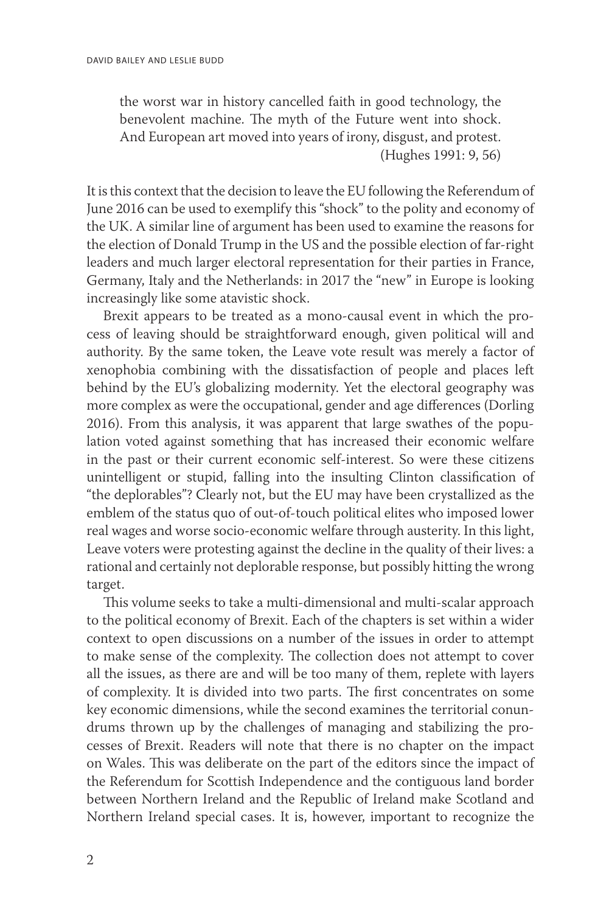> the worst war in history cancelled faith in good technology, the benevolent machine. The myth of the Future went into shock. And European art moved into years of irony, disgust, and protest.
> (Hughes 1991: 9, 56)

It is this context that the decision to leave the EU following the Referendum of June 2016 can be used to exemplify this "shock" to the polity and economy of the UK. A similar line of argument has been used to examine the reasons for the election of Donald Trump in the US and the possible election of far-right leaders and much larger electoral representation for their parties in France, Germany, Italy and the Netherlands: in 2017 the "new" in Europe is looking increasingly like some atavistic shock.

Brexit appears to be treated as a mono-causal event in which the process of leaving should be straightforward enough, given political will and authority. By the same token, the Leave vote result was merely a factor of xenophobia combining with the dissatisfaction of people and places left behind by the EU's globalizing modernity. Yet the electoral geography was more complex as were the occupational, gender and age differences (Dorling 2016). From this analysis, it was apparent that large swathes of the population voted against something that has increased their economic welfare in the past or their current economic self-interest. So were these citizens unintelligent or stupid, falling into the insulting Clinton classification of "the deplorables"? Clearly not, but the EU may have been crystallized as the emblem of the status quo of out-of-touch political elites who imposed lower real wages and worse socio-economic welfare through austerity. In this light, Leave voters were protesting against the decline in the quality of their lives: a rational and certainly not deplorable response, but possibly hitting the wrong target.

This volume seeks to take a multi-dimensional and multi-scalar approach to the political economy of Brexit. Each of the chapters is set within a wider context to open discussions on a number of the issues in order to attempt to make sense of the complexity. The collection does not attempt to cover all the issues, as there are and will be too many of them, replete with layers of complexity. It is divided into two parts. The first concentrates on some key economic dimensions, while the second examines the territorial conundrums thrown up by the challenges of managing and stabilizing the processes of Brexit. Readers will note that there is no chapter on the impact on Wales. This was deliberate on the part of the editors since the impact of the Referendum for Scottish Independence and the contiguous land border between Northern Ireland and the Republic of Ireland make Scotland and Northern Ireland special cases. It is, however, important to recognize the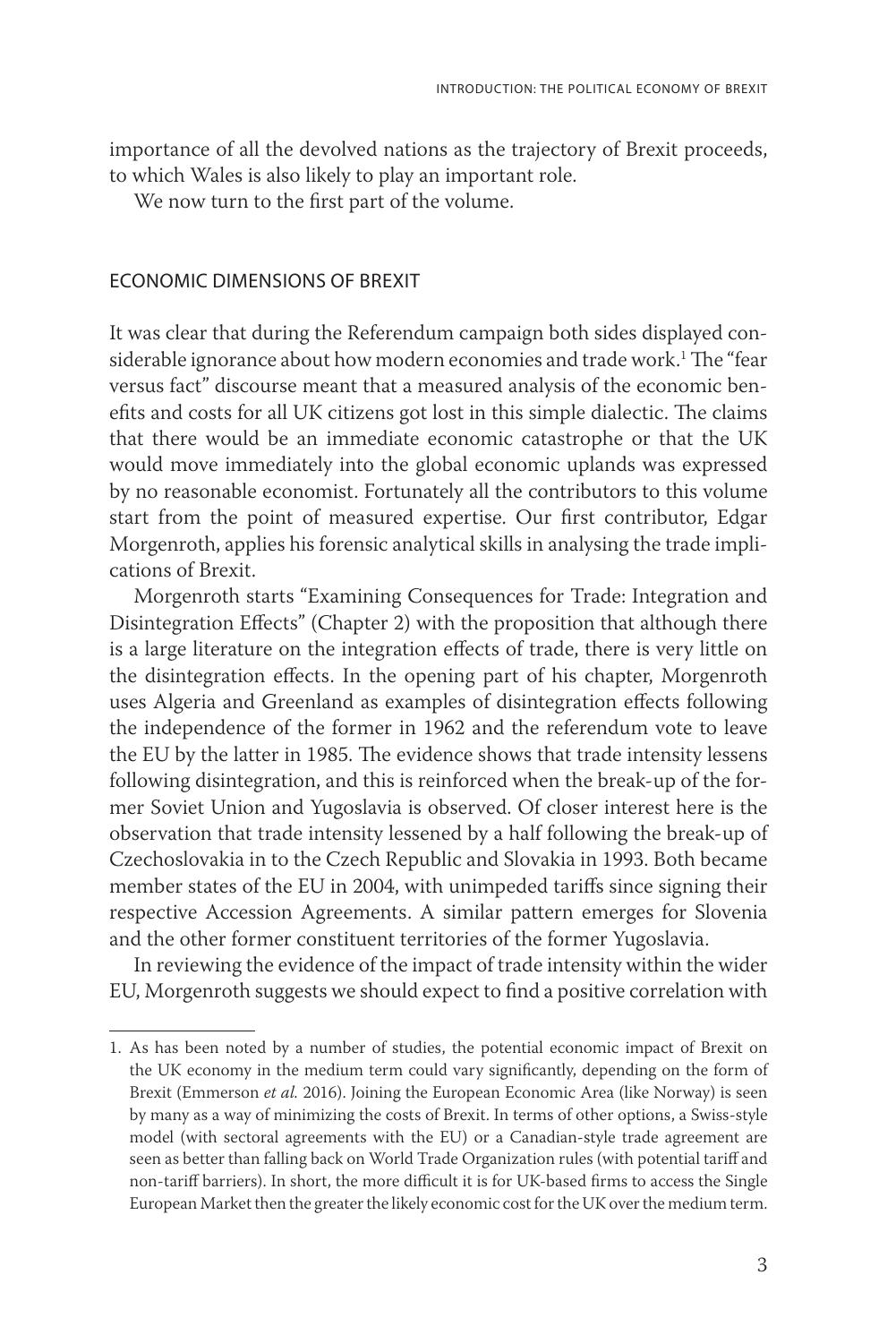importance of all the devolved nations as the trajectory of Brexit proceeds, to which Wales is also likely to play an important role.

We now turn to the first part of the volume.

## ECONOMIC DIMENSIONS OF BREXIT

It was clear that during the Referendum campaign both sides displayed considerable ignorance about how modern economies and trade work.[1] The "fear versus fact" discourse meant that a measured analysis of the economic benefits and costs for all UK citizens got lost in this simple dialectic. The claims that there would be an immediate economic catastrophe or that the UK would move immediately into the global economic uplands was expressed by no reasonable economist. Fortunately all the contributors to this volume start from the point of measured expertise. Our first contributor, Edgar Morgenroth, applies his forensic analytical skills in analysing the trade implications of Brexit.

Morgenroth starts "Examining Consequences for Trade: Integration and Disintegration Effects" (Chapter 2) with the proposition that although there is a large literature on the integration effects of trade, there is very little on the disintegration effects. In the opening part of his chapter, Morgenroth uses Algeria and Greenland as examples of disintegration effects following the independence of the former in 1962 and the referendum vote to leave the EU by the latter in 1985. The evidence shows that trade intensity lessens following disintegration, and this is reinforced when the break-up of the former Soviet Union and Yugoslavia is observed. Of closer interest here is the observation that trade intensity lessened by a half following the break-up of Czechoslovakia in to the Czech Republic and Slovakia in 1993. Both became member states of the EU in 2004, with unimpeded tariffs since signing their respective Accession Agreements. A similar pattern emerges for Slovenia and the other former constituent territories of the former Yugoslavia.

In reviewing the evidence of the impact of trade intensity within the wider EU, Morgenroth suggests we should expect to find a positive correlation with

---

1. As has been noted by a number of studies, the potential economic impact of Brexit on the UK economy in the medium term could vary significantly, depending on the form of Brexit (Emmerson *et al.* 2016). Joining the European Economic Area (like Norway) is seen by many as a way of minimizing the costs of Brexit. In terms of other options, a Swiss-style model (with sectoral agreements with the EU) or a Canadian-style trade agreement are seen as better than falling back on World Trade Organization rules (with potential tariff and non-tariff barriers). In short, the more difficult it is for UK-based firms to access the Single European Market then the greater the likely economic cost for the UK over the medium term.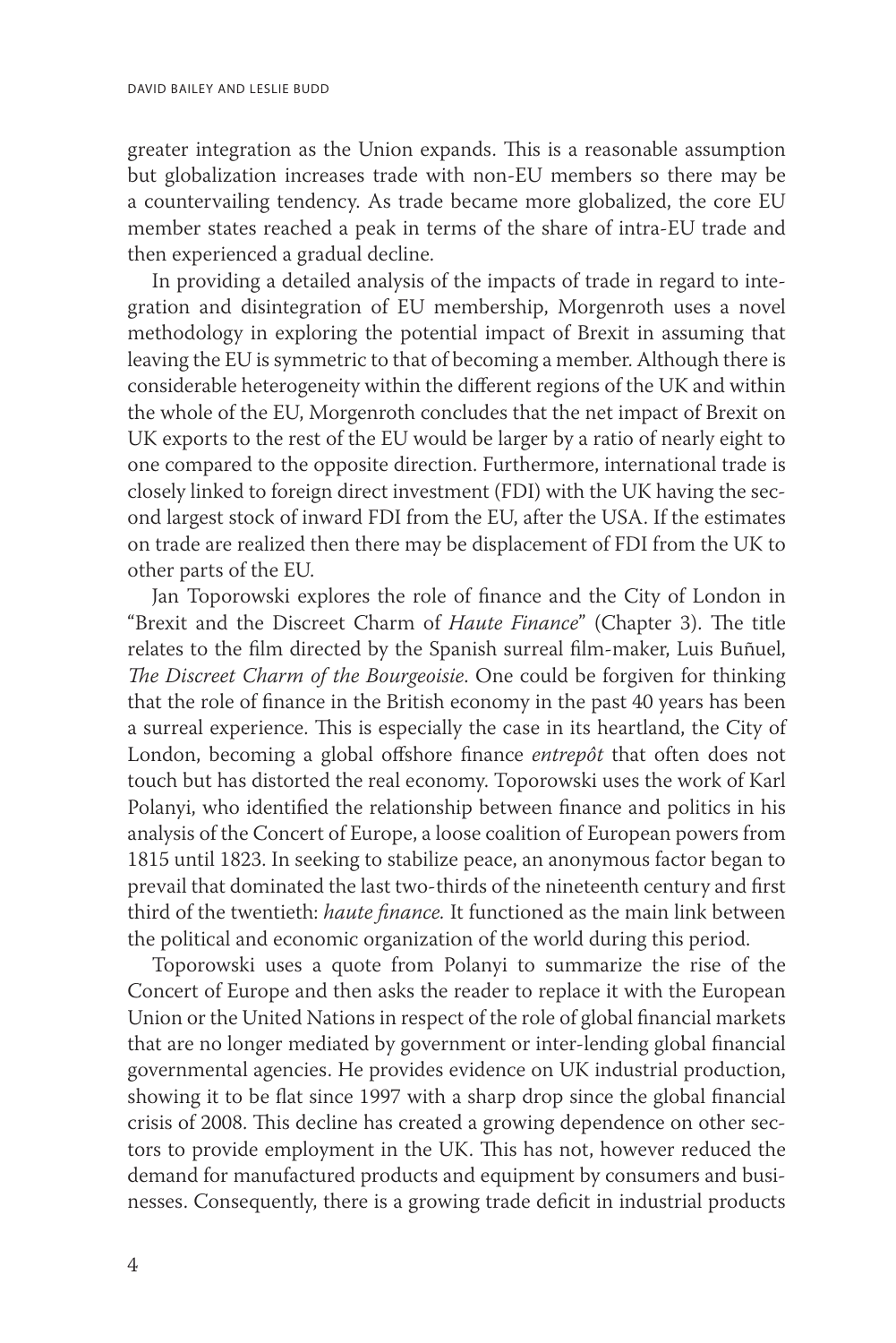greater integration as the Union expands. This is a reasonable assumption but globalization increases trade with non-EU members so there may be a countervailing tendency. As trade became more globalized, the core EU member states reached a peak in terms of the share of intra-EU trade and then experienced a gradual decline.

In providing a detailed analysis of the impacts of trade in regard to integration and disintegration of EU membership, Morgenroth uses a novel methodology in exploring the potential impact of Brexit in assuming that leaving the EU is symmetric to that of becoming a member. Although there is considerable heterogeneity within the different regions of the UK and within the whole of the EU, Morgenroth concludes that the net impact of Brexit on UK exports to the rest of the EU would be larger by a ratio of nearly eight to one compared to the opposite direction. Furthermore, international trade is closely linked to foreign direct investment (FDI) with the UK having the second largest stock of inward FDI from the EU, after the USA. If the estimates on trade are realized then there may be displacement of FDI from the UK to other parts of the EU.

Jan Toporowski explores the role of finance and the City of London in "Brexit and the Discreet Charm of *Haute Finance*" (Chapter 3). The title relates to the film directed by the Spanish surreal film-maker, Luis Buñuel, *The Discreet Charm of the Bourgeoisie*. One could be forgiven for thinking that the role of finance in the British economy in the past 40 years has been a surreal experience. This is especially the case in its heartland, the City of London, becoming a global offshore finance *entrepôt* that often does not touch but has distorted the real economy. Toporowski uses the work of Karl Polanyi, who identified the relationship between finance and politics in his analysis of the Concert of Europe, a loose coalition of European powers from 1815 until 1823. In seeking to stabilize peace, an anonymous factor began to prevail that dominated the last two-thirds of the nineteenth century and first third of the twentieth: *haute finance.* It functioned as the main link between the political and economic organization of the world during this period.

Toporowski uses a quote from Polanyi to summarize the rise of the Concert of Europe and then asks the reader to replace it with the European Union or the United Nations in respect of the role of global financial markets that are no longer mediated by government or inter-lending global financial governmental agencies. He provides evidence on UK industrial production, showing it to be flat since 1997 with a sharp drop since the global financial crisis of 2008. This decline has created a growing dependence on other sectors to provide employment in the UK. This has not, however reduced the demand for manufactured products and equipment by consumers and businesses. Consequently, there is a growing trade deficit in industrial products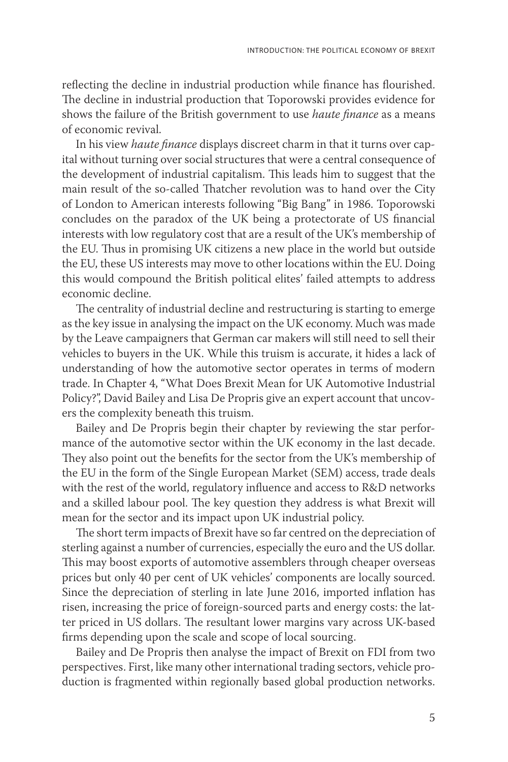reflecting the decline in industrial production while finance has flourished. The decline in industrial production that Toporowski provides evidence for shows the failure of the British government to use *haute finance* as a means of economic revival.

In his view *haute finance* displays discreet charm in that it turns over capital without turning over social structures that were a central consequence of the development of industrial capitalism. This leads him to suggest that the main result of the so-called Thatcher revolution was to hand over the City of London to American interests following "Big Bang" in 1986. Toporowski concludes on the paradox of the UK being a protectorate of US financial interests with low regulatory cost that are a result of the UK's membership of the EU. Thus in promising UK citizens a new place in the world but outside the EU, these US interests may move to other locations within the EU. Doing this would compound the British political elites' failed attempts to address economic decline.

The centrality of industrial decline and restructuring is starting to emerge as the key issue in analysing the impact on the UK economy. Much was made by the Leave campaigners that German car makers will still need to sell their vehicles to buyers in the UK. While this truism is accurate, it hides a lack of understanding of how the automotive sector operates in terms of modern trade. In Chapter 4, "What Does Brexit Mean for UK Automotive Industrial Policy?", David Bailey and Lisa De Propris give an expert account that uncovers the complexity beneath this truism.

Bailey and De Propris begin their chapter by reviewing the star performance of the automotive sector within the UK economy in the last decade. They also point out the benefits for the sector from the UK's membership of the EU in the form of the Single European Market (SEM) access, trade deals with the rest of the world, regulatory influence and access to R&D networks and a skilled labour pool. The key question they address is what Brexit will mean for the sector and its impact upon UK industrial policy.

The short term impacts of Brexit have so far centred on the depreciation of sterling against a number of currencies, especially the euro and the US dollar. This may boost exports of automotive assemblers through cheaper overseas prices but only 40 per cent of UK vehicles' components are locally sourced. Since the depreciation of sterling in late June 2016, imported inflation has risen, increasing the price of foreign-sourced parts and energy costs: the latter priced in US dollars. The resultant lower margins vary across UK-based firms depending upon the scale and scope of local sourcing.

Bailey and De Propris then analyse the impact of Brexit on FDI from two perspectives. First, like many other international trading sectors, vehicle production is fragmented within regionally based global production networks.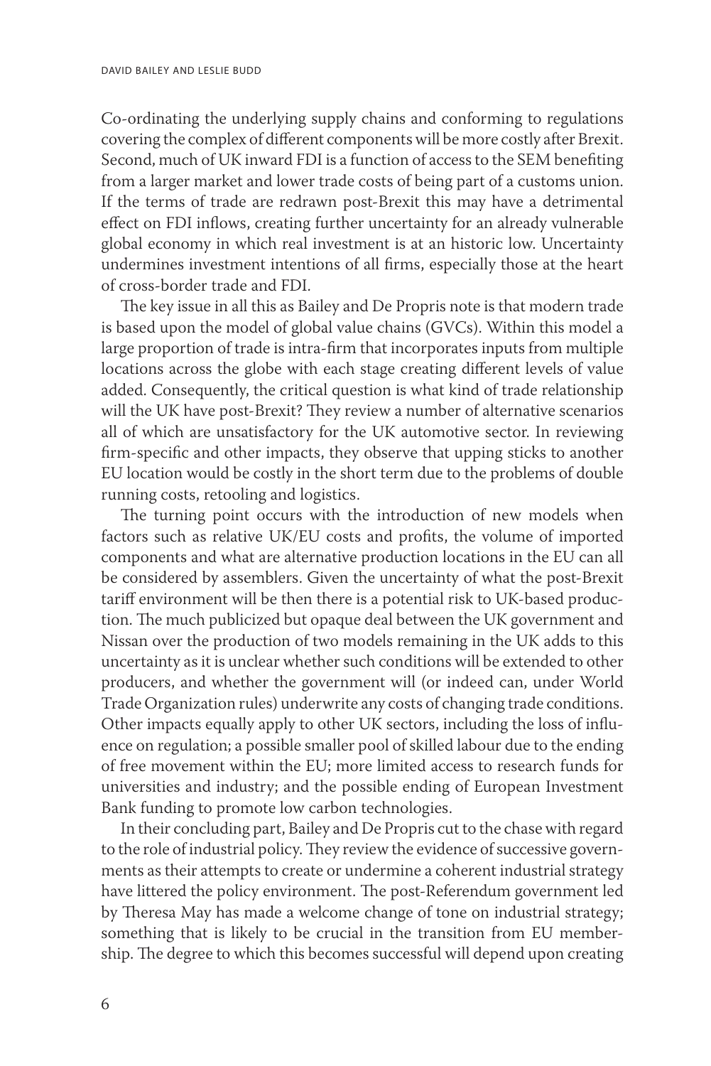Co-ordinating the underlying supply chains and conforming to regulations covering the complex of different components will be more costly after Brexit. Second, much of UK inward FDI is a function of access to the SEM benefiting from a larger market and lower trade costs of being part of a customs union. If the terms of trade are redrawn post-Brexit this may have a detrimental effect on FDI inflows, creating further uncertainty for an already vulnerable global economy in which real investment is at an historic low. Uncertainty undermines investment intentions of all firms, especially those at the heart of cross-border trade and FDI.

The key issue in all this as Bailey and De Propris note is that modern trade is based upon the model of global value chains (GVCs). Within this model a large proportion of trade is intra-firm that incorporates inputs from multiple locations across the globe with each stage creating different levels of value added. Consequently, the critical question is what kind of trade relationship will the UK have post-Brexit? They review a number of alternative scenarios all of which are unsatisfactory for the UK automotive sector. In reviewing firm-specific and other impacts, they observe that upping sticks to another EU location would be costly in the short term due to the problems of double running costs, retooling and logistics.

The turning point occurs with the introduction of new models when factors such as relative UK/EU costs and profits, the volume of imported components and what are alternative production locations in the EU can all be considered by assemblers. Given the uncertainty of what the post-Brexit tariff environment will be then there is a potential risk to UK-based production. The much publicized but opaque deal between the UK government and Nissan over the production of two models remaining in the UK adds to this uncertainty as it is unclear whether such conditions will be extended to other producers, and whether the government will (or indeed can, under World Trade Organization rules) underwrite any costs of changing trade conditions. Other impacts equally apply to other UK sectors, including the loss of influence on regulation; a possible smaller pool of skilled labour due to the ending of free movement within the EU; more limited access to research funds for universities and industry; and the possible ending of European Investment Bank funding to promote low carbon technologies.

In their concluding part, Bailey and De Propris cut to the chase with regard to the role of industrial policy. They review the evidence of successive governments as their attempts to create or undermine a coherent industrial strategy have littered the policy environment. The post-Referendum government led by Theresa May has made a welcome change of tone on industrial strategy; something that is likely to be crucial in the transition from EU membership. The degree to which this becomes successful will depend upon creating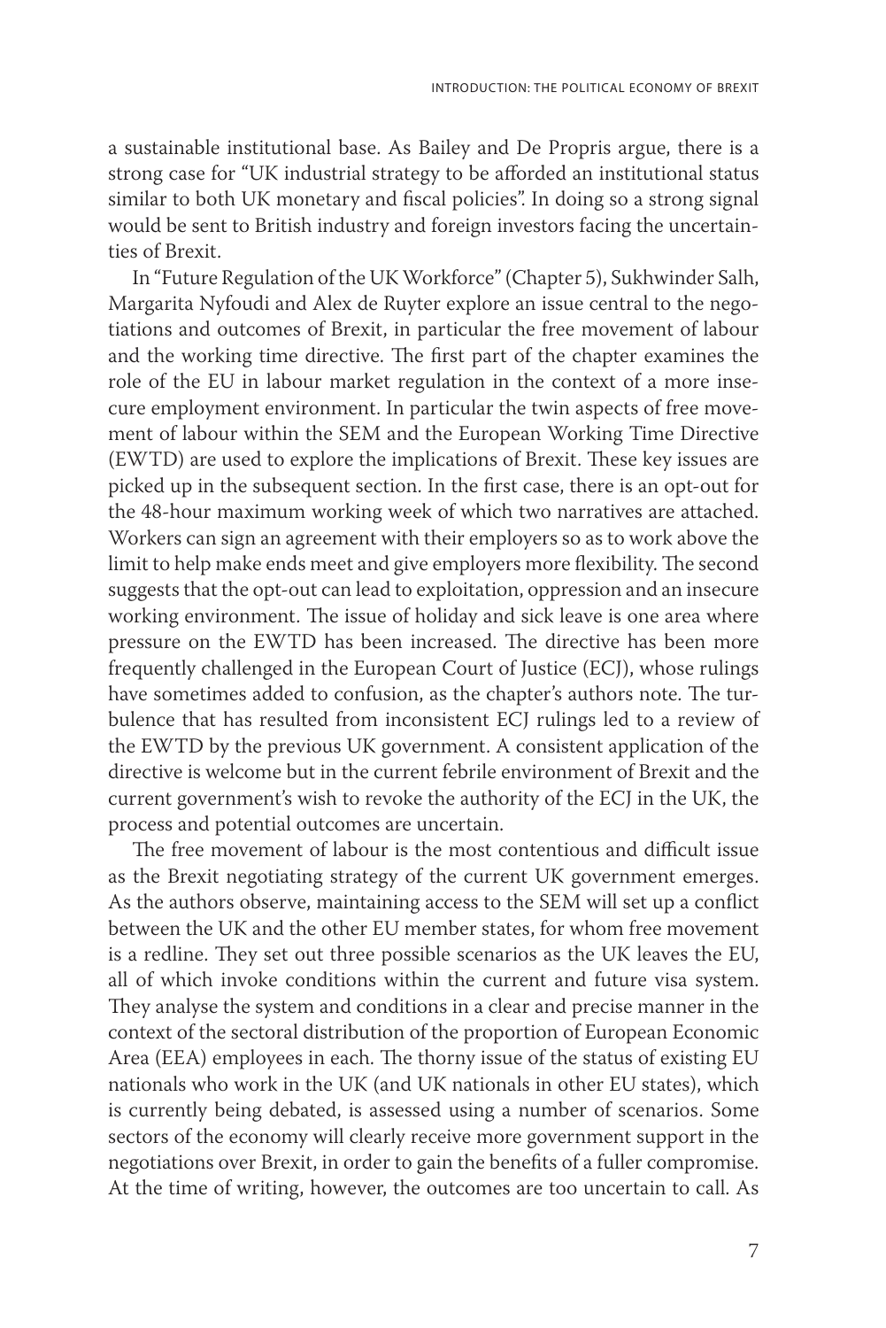a sustainable institutional base. As Bailey and De Propris argue, there is a strong case for "UK industrial strategy to be afforded an institutional status similar to both UK monetary and fiscal policies". In doing so a strong signal would be sent to British industry and foreign investors facing the uncertainties of Brexit.

In "Future Regulation of the UK Workforce" (Chapter 5), Sukhwinder Salh, Margarita Nyfoudi and Alex de Ruyter explore an issue central to the negotiations and outcomes of Brexit, in particular the free movement of labour and the working time directive. The first part of the chapter examines the role of the EU in labour market regulation in the context of a more insecure employment environment. In particular the twin aspects of free movement of labour within the SEM and the European Working Time Directive (EWTD) are used to explore the implications of Brexit. These key issues are picked up in the subsequent section. In the first case, there is an opt-out for the 48-hour maximum working week of which two narratives are attached. Workers can sign an agreement with their employers so as to work above the limit to help make ends meet and give employers more flexibility. The second suggests that the opt-out can lead to exploitation, oppression and an insecure working environment. The issue of holiday and sick leave is one area where pressure on the EWTD has been increased. The directive has been more frequently challenged in the European Court of Justice (ECJ), whose rulings have sometimes added to confusion, as the chapter's authors note. The turbulence that has resulted from inconsistent ECJ rulings led to a review of the EWTD by the previous UK government. A consistent application of the directive is welcome but in the current febrile environment of Brexit and the current government's wish to revoke the authority of the ECJ in the UK, the process and potential outcomes are uncertain.

The free movement of labour is the most contentious and difficult issue as the Brexit negotiating strategy of the current UK government emerges. As the authors observe, maintaining access to the SEM will set up a conflict between the UK and the other EU member states, for whom free movement is a redline. They set out three possible scenarios as the UK leaves the EU, all of which invoke conditions within the current and future visa system. They analyse the system and conditions in a clear and precise manner in the context of the sectoral distribution of the proportion of European Economic Area (EEA) employees in each. The thorny issue of the status of existing EU nationals who work in the UK (and UK nationals in other EU states), which is currently being debated, is assessed using a number of scenarios. Some sectors of the economy will clearly receive more government support in the negotiations over Brexit, in order to gain the benefits of a fuller compromise. At the time of writing, however, the outcomes are too uncertain to call. As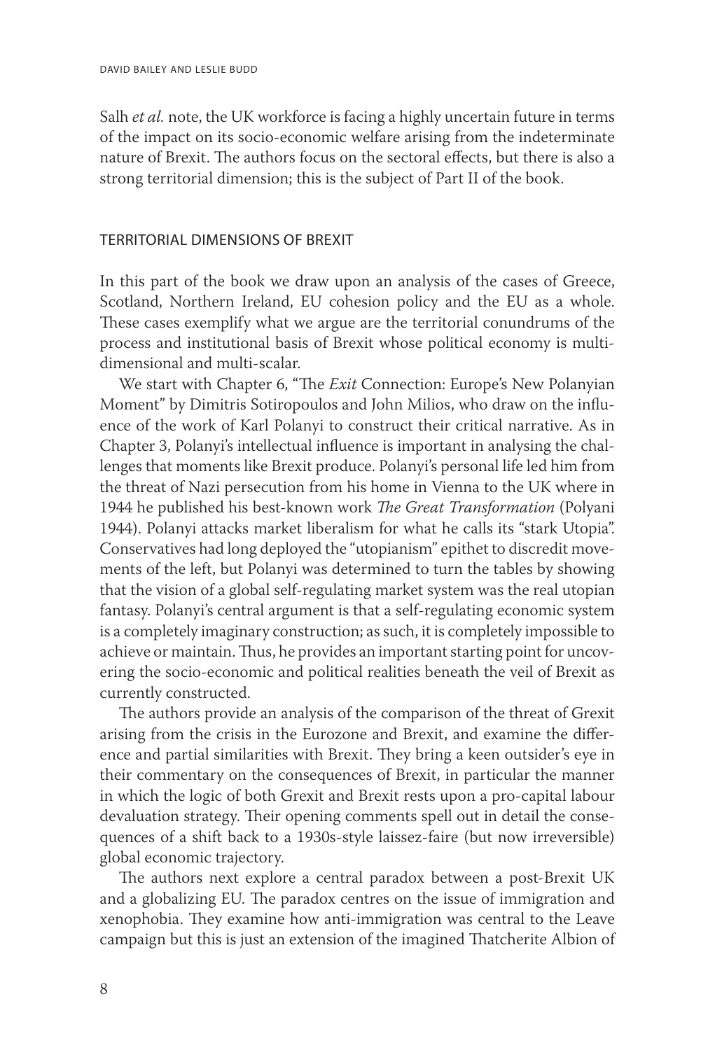Salh *et al.* note, the UK workforce is facing a highly uncertain future in terms of the impact on its socio-economic welfare arising from the indeterminate nature of Brexit. The authors focus on the sectoral effects, but there is also a strong territorial dimension; this is the subject of Part II of the book.

## TERRITORIAL DIMENSIONS OF BREXIT

In this part of the book we draw upon an analysis of the cases of Greece, Scotland, Northern Ireland, EU cohesion policy and the EU as a whole. These cases exemplify what we argue are the territorial conundrums of the process and institutional basis of Brexit whose political economy is multi-dimensional and multi-scalar.

We start with Chapter 6, "The *Exit* Connection: Europe's New Polanyian Moment" by Dimitris Sotiropoulos and John Milios, who draw on the influence of the work of Karl Polanyi to construct their critical narrative. As in Chapter 3, Polanyi's intellectual influence is important in analysing the challenges that moments like Brexit produce. Polanyi's personal life led him from the threat of Nazi persecution from his home in Vienna to the UK where in 1944 he published his best-known work *The Great Transformation* (Polyani 1944). Polanyi attacks market liberalism for what he calls its "stark Utopia". Conservatives had long deployed the "utopianism" epithet to discredit movements of the left, but Polanyi was determined to turn the tables by showing that the vision of a global self-regulating market system was the real utopian fantasy. Polanyi's central argument is that a self-regulating economic system is a completely imaginary construction; as such, it is completely impossible to achieve or maintain. Thus, he provides an important starting point for uncovering the socio-economic and political realities beneath the veil of Brexit as currently constructed.

The authors provide an analysis of the comparison of the threat of Grexit arising from the crisis in the Eurozone and Brexit, and examine the difference and partial similarities with Brexit. They bring a keen outsider's eye in their commentary on the consequences of Brexit, in particular the manner in which the logic of both Grexit and Brexit rests upon a pro-capital labour devaluation strategy. Their opening comments spell out in detail the consequences of a shift back to a 1930s-style laissez-faire (but now irreversible) global economic trajectory.

The authors next explore a central paradox between a post-Brexit UK and a globalizing EU. The paradox centres on the issue of immigration and xenophobia. They examine how anti-immigration was central to the Leave campaign but this is just an extension of the imagined Thatcherite Albion of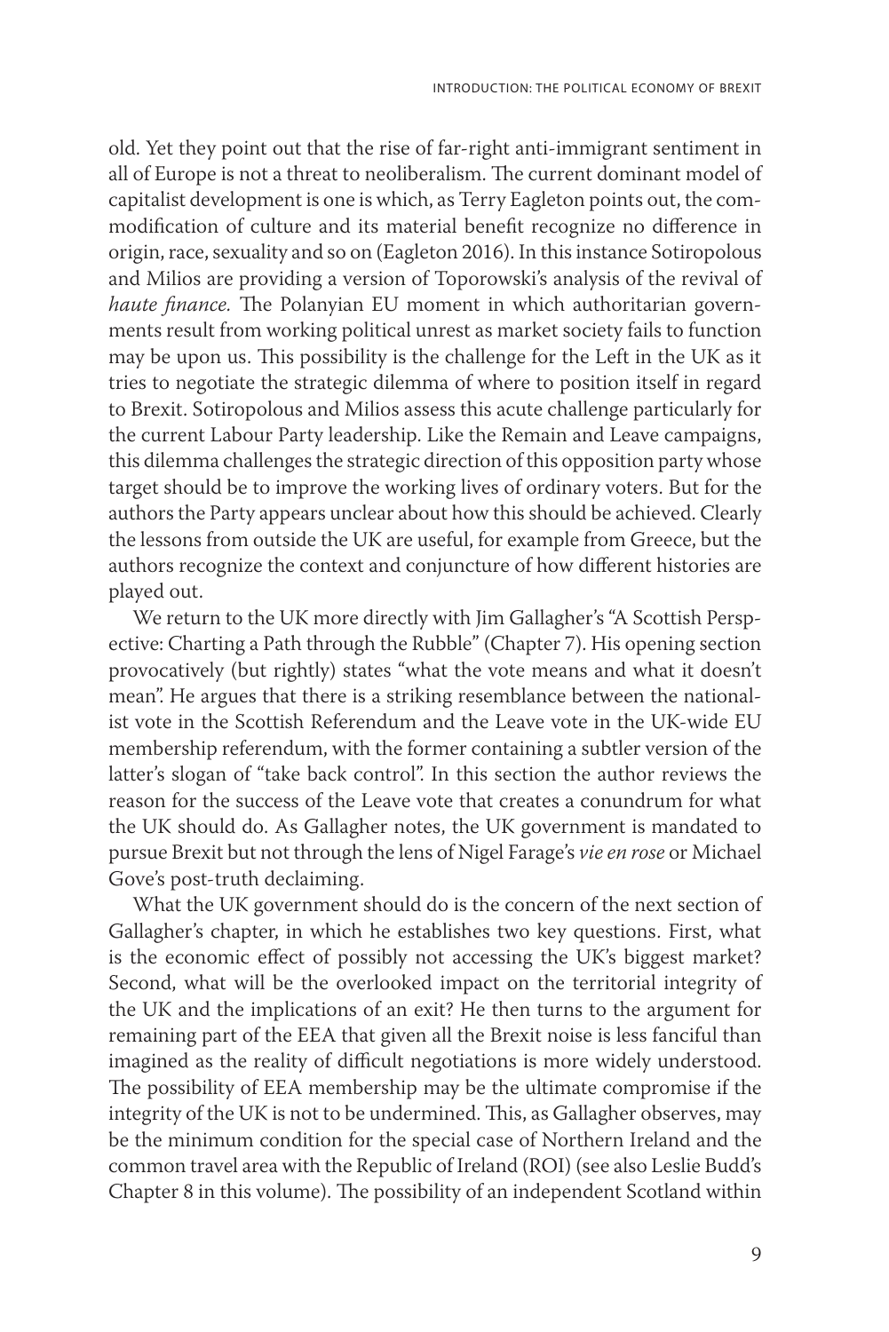old. Yet they point out that the rise of far-right anti-immigrant sentiment in all of Europe is not a threat to neoliberalism. The current dominant model of capitalist development is one is which, as Terry Eagleton points out, the commodification of culture and its material benefit recognize no difference in origin, race, sexuality and so on (Eagleton 2016). In this instance Sotiropolous and Milios are providing a version of Toporowski's analysis of the revival of *haute finance.* The Polanyian EU moment in which authoritarian governments result from working political unrest as market society fails to function may be upon us. This possibility is the challenge for the Left in the UK as it tries to negotiate the strategic dilemma of where to position itself in regard to Brexit. Sotiropolous and Milios assess this acute challenge particularly for the current Labour Party leadership. Like the Remain and Leave campaigns, this dilemma challenges the strategic direction of this opposition party whose target should be to improve the working lives of ordinary voters. But for the authors the Party appears unclear about how this should be achieved. Clearly the lessons from outside the UK are useful, for example from Greece, but the authors recognize the context and conjuncture of how different histories are played out.

We return to the UK more directly with Jim Gallagher's "A Scottish Perspective: Charting a Path through the Rubble" (Chapter 7). His opening section provocatively (but rightly) states "what the vote means and what it doesn't mean". He argues that there is a striking resemblance between the nationalist vote in the Scottish Referendum and the Leave vote in the UK-wide EU membership referendum, with the former containing a subtler version of the latter's slogan of "take back control". In this section the author reviews the reason for the success of the Leave vote that creates a conundrum for what the UK should do. As Gallagher notes, the UK government is mandated to pursue Brexit but not through the lens of Nigel Farage's *vie en rose* or Michael Gove's post-truth declaiming.

What the UK government should do is the concern of the next section of Gallagher's chapter, in which he establishes two key questions. First, what is the economic effect of possibly not accessing the UK's biggest market? Second, what will be the overlooked impact on the territorial integrity of the UK and the implications of an exit? He then turns to the argument for remaining part of the EEA that given all the Brexit noise is less fanciful than imagined as the reality of difficult negotiations is more widely understood. The possibility of EEA membership may be the ultimate compromise if the integrity of the UK is not to be undermined. This, as Gallagher observes, may be the minimum condition for the special case of Northern Ireland and the common travel area with the Republic of Ireland (ROI) (see also Leslie Budd's Chapter 8 in this volume). The possibility of an independent Scotland within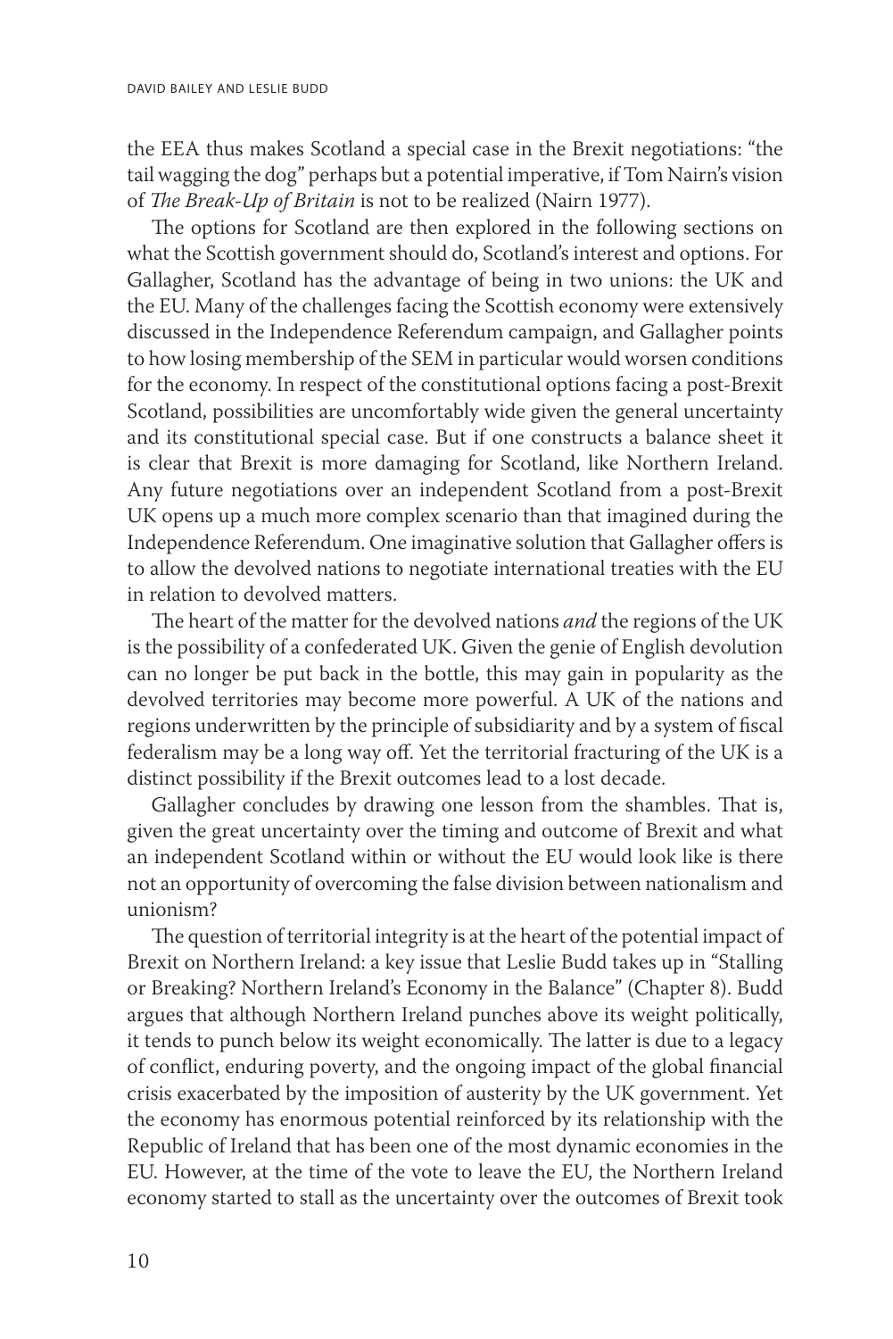the EEA thus makes Scotland a special case in the Brexit negotiations: "the tail wagging the dog" perhaps but a potential imperative, if Tom Nairn's vision of *The Break-Up of Britain* is not to be realized (Nairn 1977).

The options for Scotland are then explored in the following sections on what the Scottish government should do, Scotland's interest and options. For Gallagher, Scotland has the advantage of being in two unions: the UK and the EU. Many of the challenges facing the Scottish economy were extensively discussed in the Independence Referendum campaign, and Gallagher points to how losing membership of the SEM in particular would worsen conditions for the economy. In respect of the constitutional options facing a post-Brexit Scotland, possibilities are uncomfortably wide given the general uncertainty and its constitutional special case. But if one constructs a balance sheet it is clear that Brexit is more damaging for Scotland, like Northern Ireland. Any future negotiations over an independent Scotland from a post-Brexit UK opens up a much more complex scenario than that imagined during the Independence Referendum. One imaginative solution that Gallagher offers is to allow the devolved nations to negotiate international treaties with the EU in relation to devolved matters.

The heart of the matter for the devolved nations *and* the regions of the UK is the possibility of a confederated UK. Given the genie of English devolution can no longer be put back in the bottle, this may gain in popularity as the devolved territories may become more powerful. A UK of the nations and regions underwritten by the principle of subsidiarity and by a system of fiscal federalism may be a long way off. Yet the territorial fracturing of the UK is a distinct possibility if the Brexit outcomes lead to a lost decade.

Gallagher concludes by drawing one lesson from the shambles. That is, given the great uncertainty over the timing and outcome of Brexit and what an independent Scotland within or without the EU would look like is there not an opportunity of overcoming the false division between nationalism and unionism?

The question of territorial integrity is at the heart of the potential impact of Brexit on Northern Ireland: a key issue that Leslie Budd takes up in "Stalling or Breaking? Northern Ireland's Economy in the Balance" (Chapter 8). Budd argues that although Northern Ireland punches above its weight politically, it tends to punch below its weight economically. The latter is due to a legacy of conflict, enduring poverty, and the ongoing impact of the global financial crisis exacerbated by the imposition of austerity by the UK government. Yet the economy has enormous potential reinforced by its relationship with the Republic of Ireland that has been one of the most dynamic economies in the EU. However, at the time of the vote to leave the EU, the Northern Ireland economy started to stall as the uncertainty over the outcomes of Brexit took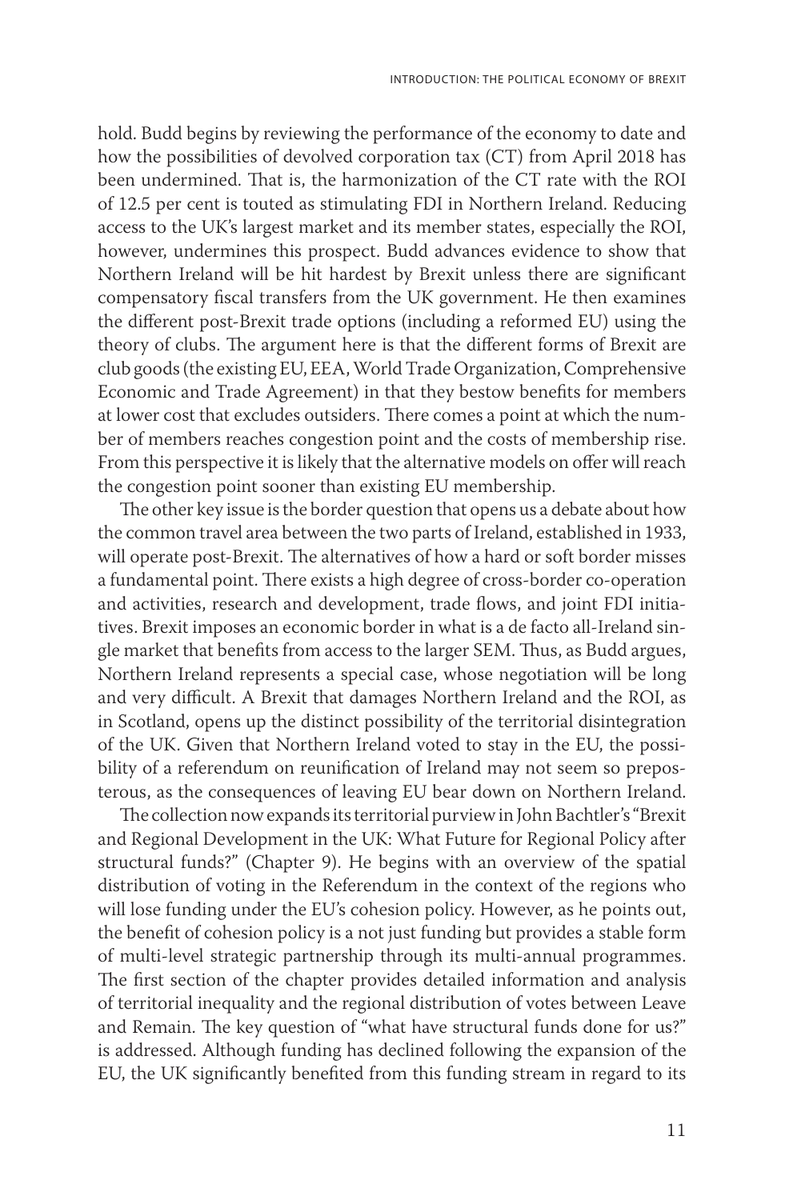hold. Budd begins by reviewing the performance of the economy to date and how the possibilities of devolved corporation tax (CT) from April 2018 has been undermined. That is, the harmonization of the CT rate with the ROI of 12.5 per cent is touted as stimulating FDI in Northern Ireland. Reducing access to the UK's largest market and its member states, especially the ROI, however, undermines this prospect. Budd advances evidence to show that Northern Ireland will be hit hardest by Brexit unless there are significant compensatory fiscal transfers from the UK government. He then examines the different post-Brexit trade options (including a reformed EU) using the theory of clubs. The argument here is that the different forms of Brexit are club goods (the existing EU, EEA, World Trade Organization, Comprehensive Economic and Trade Agreement) in that they bestow benefits for members at lower cost that excludes outsiders. There comes a point at which the number of members reaches congestion point and the costs of membership rise. From this perspective it is likely that the alternative models on offer will reach the congestion point sooner than existing EU membership.

The other key issue is the border question that opens us a debate about how the common travel area between the two parts of Ireland, established in 1933, will operate post-Brexit. The alternatives of how a hard or soft border misses a fundamental point. There exists a high degree of cross-border co-operation and activities, research and development, trade flows, and joint FDI initiatives. Brexit imposes an economic border in what is a de facto all-Ireland single market that benefits from access to the larger SEM. Thus, as Budd argues, Northern Ireland represents a special case, whose negotiation will be long and very difficult. A Brexit that damages Northern Ireland and the ROI, as in Scotland, opens up the distinct possibility of the territorial disintegration of the UK. Given that Northern Ireland voted to stay in the EU, the possibility of a referendum on reunification of Ireland may not seem so preposterous, as the consequences of leaving EU bear down on Northern Ireland.

The collection now expands its territorial purview in John Bachtler's "Brexit and Regional Development in the UK: What Future for Regional Policy after structural funds?" (Chapter 9). He begins with an overview of the spatial distribution of voting in the Referendum in the context of the regions who will lose funding under the EU's cohesion policy. However, as he points out, the benefit of cohesion policy is a not just funding but provides a stable form of multi-level strategic partnership through its multi-annual programmes. The first section of the chapter provides detailed information and analysis of territorial inequality and the regional distribution of votes between Leave and Remain. The key question of "what have structural funds done for us?" is addressed. Although funding has declined following the expansion of the EU, the UK significantly benefited from this funding stream in regard to its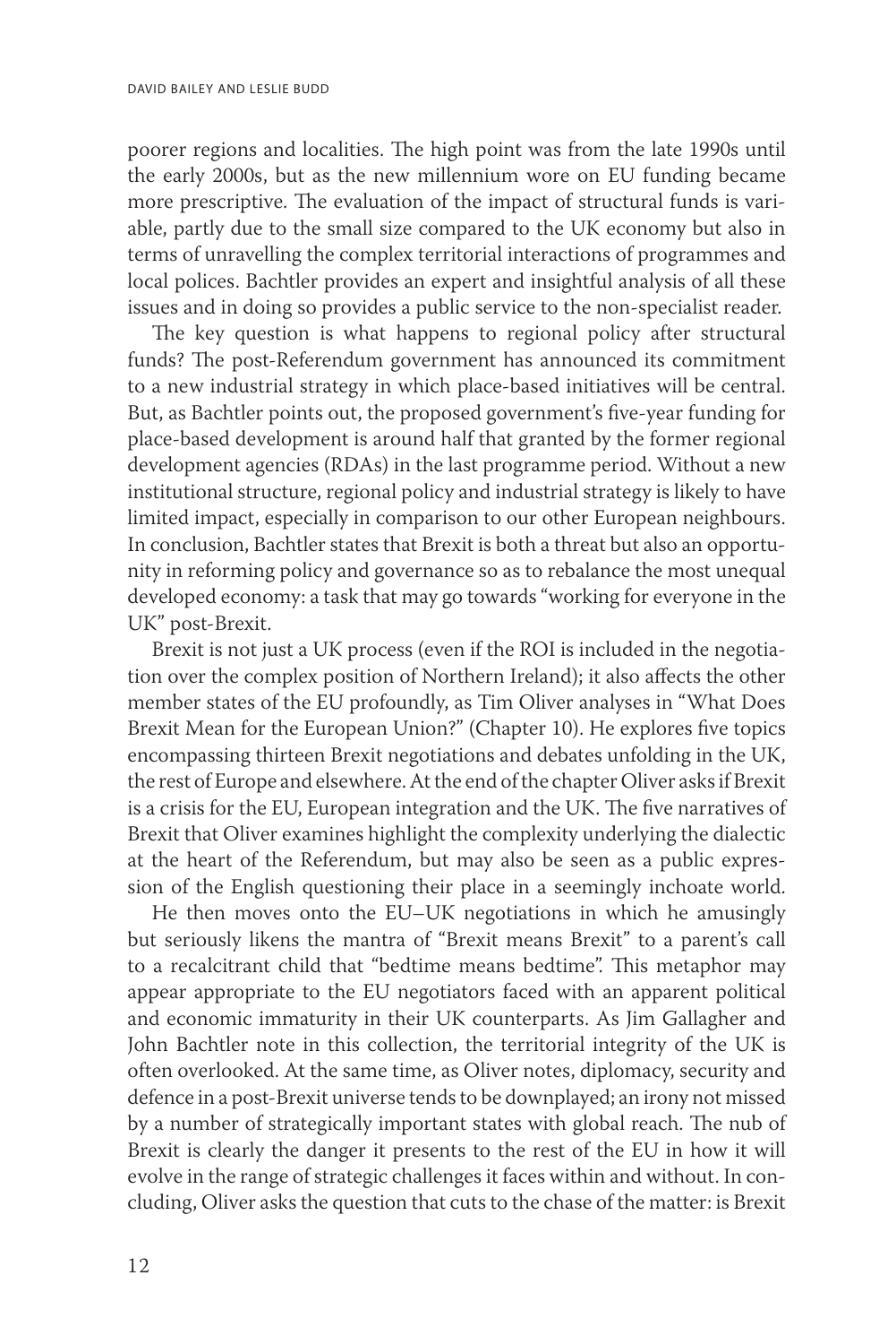poorer regions and localities. The high point was from the late 1990s until the early 2000s, but as the new millennium wore on EU funding became more prescriptive. The evaluation of the impact of structural funds is variable, partly due to the small size compared to the UK economy but also in terms of unravelling the complex territorial interactions of programmes and local polices. Bachtler provides an expert and insightful analysis of all these issues and in doing so provides a public service to the non-specialist reader.

The key question is what happens to regional policy after structural funds? The post-Referendum government has announced its commitment to a new industrial strategy in which place-based initiatives will be central. But, as Bachtler points out, the proposed government's five-year funding for place-based development is around half that granted by the former regional development agencies (RDAs) in the last programme period. Without a new institutional structure, regional policy and industrial strategy is likely to have limited impact, especially in comparison to our other European neighbours. In conclusion, Bachtler states that Brexit is both a threat but also an opportunity in reforming policy and governance so as to rebalance the most unequal developed economy: a task that may go towards "working for everyone in the UK" post-Brexit.

Brexit is not just a UK process (even if the ROI is included in the negotiation over the complex position of Northern Ireland); it also affects the other member states of the EU profoundly, as Tim Oliver analyses in "What Does Brexit Mean for the European Union?" (Chapter 10). He explores five topics encompassing thirteen Brexit negotiations and debates unfolding in the UK, the rest of Europe and elsewhere. At the end of the chapter Oliver asks if Brexit is a crisis for the EU, European integration and the UK. The five narratives of Brexit that Oliver examines highlight the complexity underlying the dialectic at the heart of the Referendum, but may also be seen as a public expression of the English questioning their place in a seemingly inchoate world.

He then moves onto the EU–UK negotiations in which he amusingly but seriously likens the mantra of "Brexit means Brexit" to a parent's call to a recalcitrant child that "bedtime means bedtime". This metaphor may appear appropriate to the EU negotiators faced with an apparent political and economic immaturity in their UK counterparts. As Jim Gallagher and John Bachtler note in this collection, the territorial integrity of the UK is often overlooked. At the same time, as Oliver notes, diplomacy, security and defence in a post-Brexit universe tends to be downplayed; an irony not missed by a number of strategically important states with global reach. The nub of Brexit is clearly the danger it presents to the rest of the EU in how it will evolve in the range of strategic challenges it faces within and without. In concluding, Oliver asks the question that cuts to the chase of the matter: is Brexit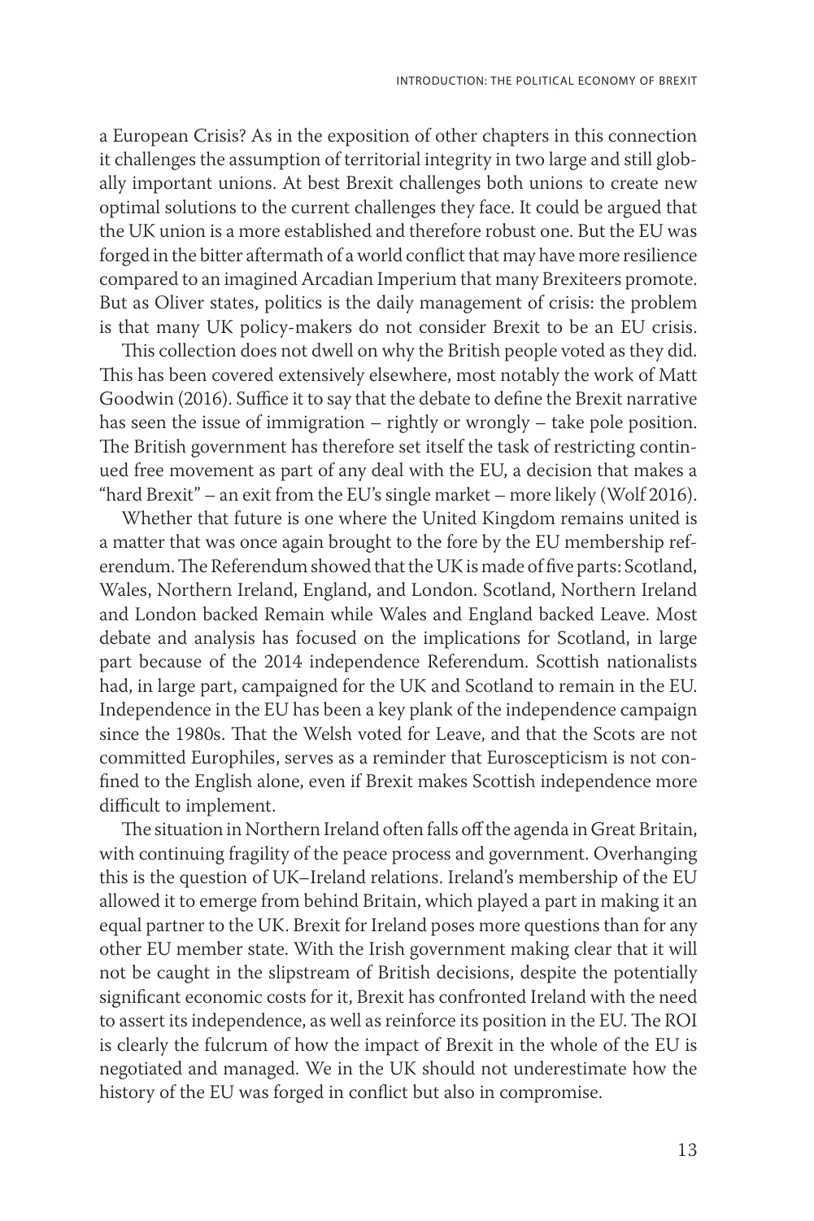a European Crisis? As in the exposition of other chapters in this connection it challenges the assumption of territorial integrity in two large and still globally important unions. At best Brexit challenges both unions to create new optimal solutions to the current challenges they face. It could be argued that the UK union is a more established and therefore robust one. But the EU was forged in the bitter aftermath of a world conflict that may have more resilience compared to an imagined Arcadian Imperium that many Brexiteers promote. But as Oliver states, politics is the daily management of crisis: the problem is that many UK policy-makers do not consider Brexit to be an EU crisis.

This collection does not dwell on why the British people voted as they did. This has been covered extensively elsewhere, most notably the work of Matt Goodwin (2016). Suffice it to say that the debate to define the Brexit narrative has seen the issue of immigration – rightly or wrongly – take pole position. The British government has therefore set itself the task of restricting continued free movement as part of any deal with the EU, a decision that makes a "hard Brexit" – an exit from the EU's single market – more likely (Wolf 2016).

Whether that future is one where the United Kingdom remains united is a matter that was once again brought to the fore by the EU membership referendum. The Referendum showed that the UK is made of five parts: Scotland, Wales, Northern Ireland, England, and London. Scotland, Northern Ireland and London backed Remain while Wales and England backed Leave. Most debate and analysis has focused on the implications for Scotland, in large part because of the 2014 independence Referendum. Scottish nationalists had, in large part, campaigned for the UK and Scotland to remain in the EU. Independence in the EU has been a key plank of the independence campaign since the 1980s. That the Welsh voted for Leave, and that the Scots are not committed Europhiles, serves as a reminder that Euroscepticism is not confined to the English alone, even if Brexit makes Scottish independence more difficult to implement.

The situation in Northern Ireland often falls off the agenda in Great Britain, with continuing fragility of the peace process and government. Overhanging this is the question of UK–Ireland relations. Ireland's membership of the EU allowed it to emerge from behind Britain, which played a part in making it an equal partner to the UK. Brexit for Ireland poses more questions than for any other EU member state. With the Irish government making clear that it will not be caught in the slipstream of British decisions, despite the potentially significant economic costs for it, Brexit has confronted Ireland with the need to assert its independence, as well as reinforce its position in the EU. The ROI is clearly the fulcrum of how the impact of Brexit in the whole of the EU is negotiated and managed. We in the UK should not underestimate how the history of the EU was forged in conflict but also in compromise.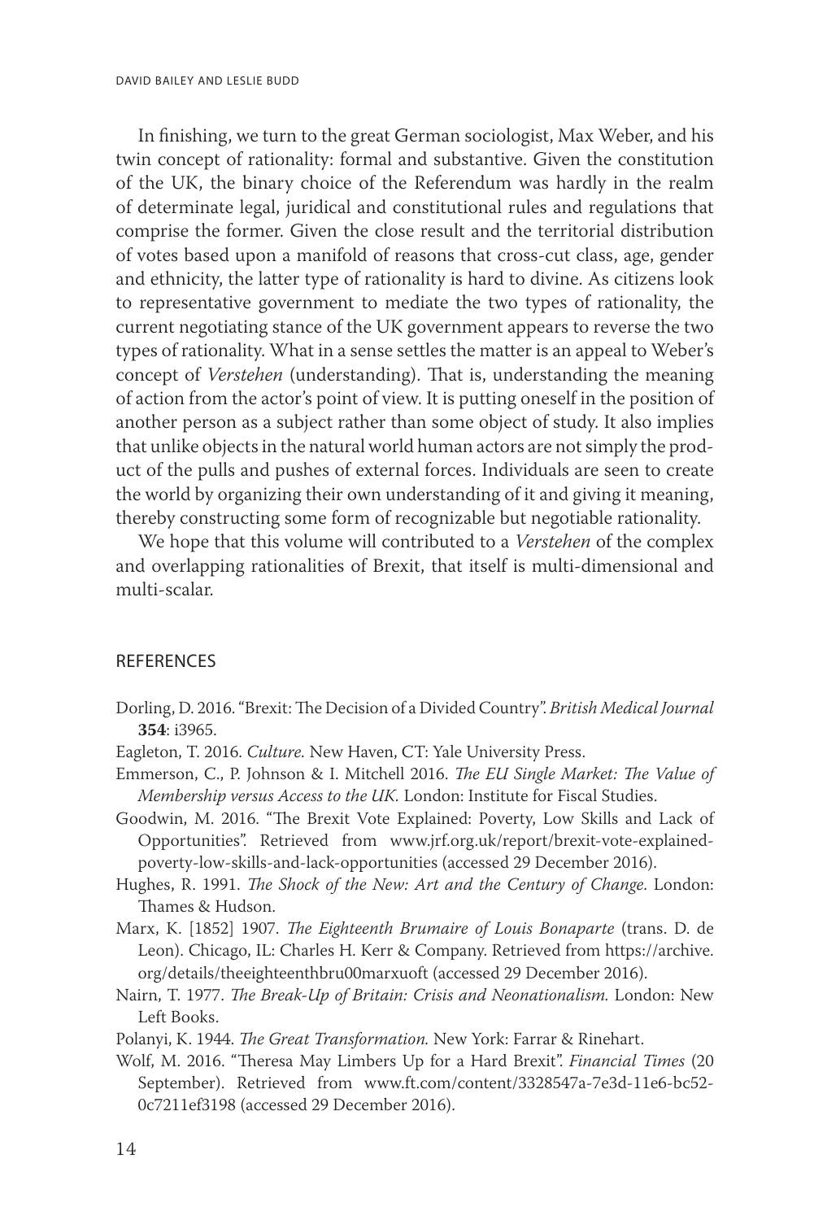In finishing, we turn to the great German sociologist, Max Weber, and his twin concept of rationality: formal and substantive. Given the constitution of the UK, the binary choice of the Referendum was hardly in the realm of determinate legal, juridical and constitutional rules and regulations that comprise the former. Given the close result and the territorial distribution of votes based upon a manifold of reasons that cross-cut class, age, gender and ethnicity, the latter type of rationality is hard to divine. As citizens look to representative government to mediate the two types of rationality, the current negotiating stance of the UK government appears to reverse the two types of rationality. What in a sense settles the matter is an appeal to Weber's concept of *Verstehen* (understanding). That is, understanding the meaning of action from the actor's point of view. It is putting oneself in the position of another person as a subject rather than some object of study. It also implies that unlike objects in the natural world human actors are not simply the product of the pulls and pushes of external forces. Individuals are seen to create the world by organizing their own understanding of it and giving it meaning, thereby constructing some form of recognizable but negotiable rationality.

We hope that this volume will contributed to a *Verstehen* of the complex and overlapping rationalities of Brexit, that itself is multi-dimensional and multi-scalar.

## REFERENCES

Dorling, D. 2016. "Brexit: The Decision of a Divided Country". *British Medical Journal* **354**: i3965.

Eagleton, T. 2016. *Culture*. New Haven, CT: Yale University Press.

Emmerson, C., P. Johnson & I. Mitchell 2016. *The EU Single Market: The Value of Membership versus Access to the UK*. London: Institute for Fiscal Studies.

Goodwin, M. 2016. "The Brexit Vote Explained: Poverty, Low Skills and Lack of Opportunities". Retrieved from www.jrf.org.uk/report/brexit-vote-explained-poverty-low-skills-and-lack-opportunities (accessed 29 December 2016).

Hughes, R. 1991. *The Shock of the New: Art and the Century of Change*. London: Thames & Hudson.

Marx, K. [1852] 1907. *The Eighteenth Brumaire of Louis Bonaparte* (trans. D. de Leon). Chicago, IL: Charles H. Kerr & Company. Retrieved from https://archive.org/details/theeighteenthbru00marxuoft (accessed 29 December 2016).

Nairn, T. 1977. *The Break-Up of Britain: Crisis and Neonationalism*. London: New Left Books.

Polanyi, K. 1944. *The Great Transformation*. New York: Farrar & Rinehart.

Wolf, M. 2016. "Theresa May Limbers Up for a Hard Brexit". *Financial Times* (20 September). Retrieved from www.ft.com/content/3328547a-7e3d-11e6-bc52-0c7211ef3198 (accessed 29 December 2016).